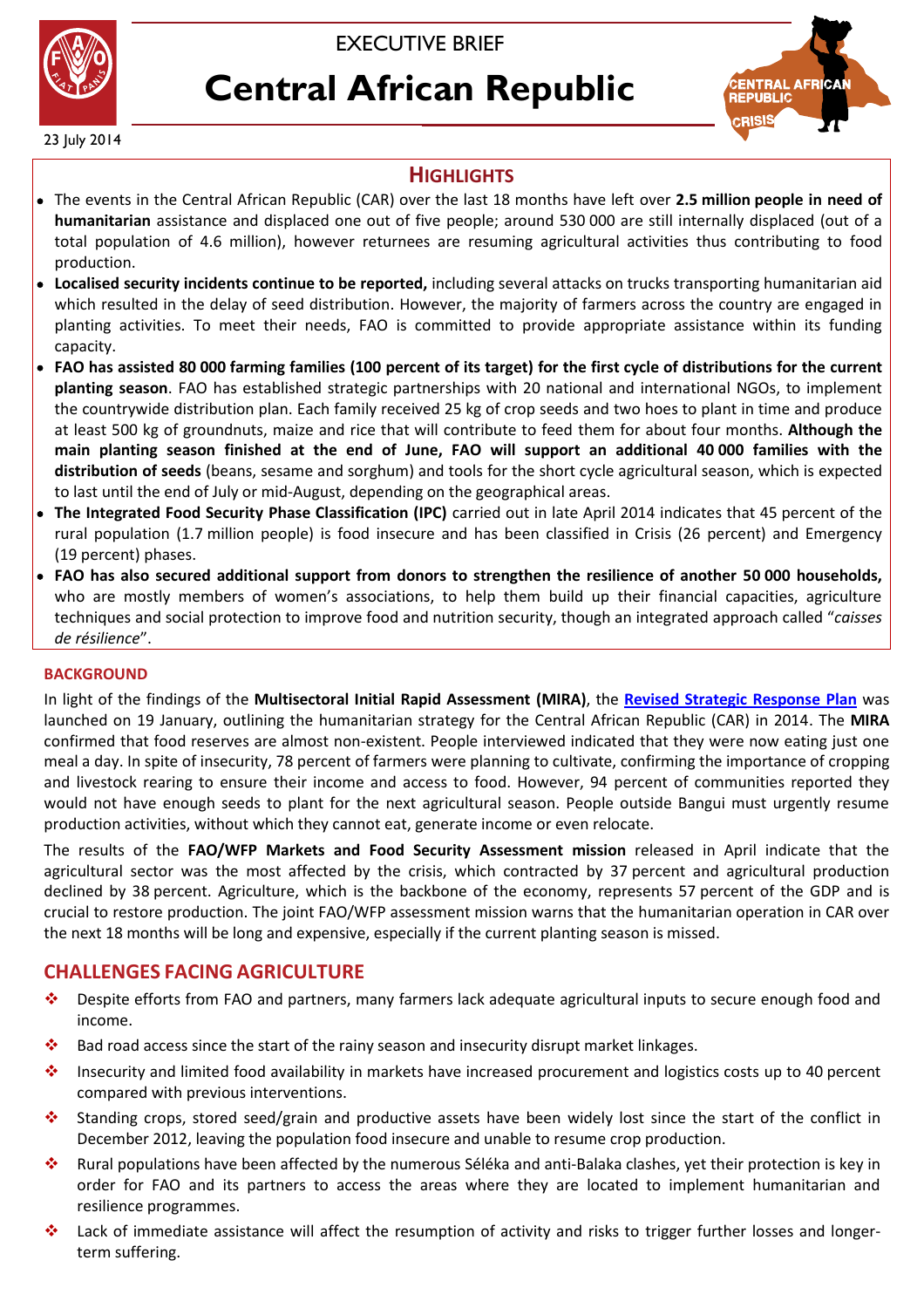EXECUTIVE BRIEF

# Central African Republic

23 July 2014

## HIGHLIGHTS

- The events in the Central African Republic (CAR) over the last 18 months have left over **2.5 million people in need of humanitarian** assistance and displaced one out of five people; around 530 000 are still internally displaced (out of a total population of 4.6 million), however returnees are resuming agricultural activities thus contributing to food production.
- **Localised security incidents continue to be reported,** including several attacks on trucks transporting humanitarian aid which resulted in the delay of seed distribution. However, the majority of farmers across the country are engaged in planting activities. To meet their needs, FAO is committed to provide appropriate assistance within its funding capacity.
- **FAO has assisted 80 000 farming families (100 percent of its target) for the first cycle of distributions for the current planting season**. FAO has established strategic partnerships with 20 national and international NGOs, to implement the countrywide distribution plan. Each family received 25 kg of crop seeds and two hoes to plant in time and produce at least 500 kg of groundnuts, maize and rice that will contribute to feed them for about four months. **Although the main planting season finished at the end of June, FAO will support an additional 40 000 families with the distribution of seeds** (beans, sesame and sorghum) and tools for the short cycle agricultural season, which is expected to last until the end of July or mid-August, depending on the geographical areas.
- **The Integrated Food Security Phase Classification (IPC)** carried out in late April 2014 indicates that 45 percent of the rural population (1.7 million people) is food insecure and has been classified in Crisis (26 percent) and Emergency (19 percent) phases.
- **FAO has also secured additional support from donors to strengthen the resilience of another 50 000 households,** who are mostly members of women's associations, to help them build up their financial capacities, agriculture techniques and social protection to improve food and nutrition security, though an integrated approach called "*caisses de résilience*".

## BACKGROUND

In light of the findings of the **Multisectoral Initial Rapid Assessment (MIRA)**, the **Revised Strategic Response Plan** was launched on 19 January, outlining the humanitarian strategy for the Central African Republic (CAR) in 2014. The **MIRA** confirmed that food reserves are almost non-existent. People interviewed indicated that they were now eating just one meal a day. In spite of insecurity, 78 percent of farmers were planning to cultivate, confirming the importance of cropping and livestock rearing to ensure their income and access to food. However, 94 percent of communities reported they would not have enough seeds to plant for the next agricultural season. People outside Bangui must urgently resume production activities, without which they cannot eat, generate income or even relocate.

The results of the **FAO/WFP Markets and Food Security Assessment mission** released in April indicate that the agricultural sector was the most affected by the crisis, which contracted by 37 percent and agricultural production declined by 38 percent. Agriculture, which is the backbone of the economy, represents 57 percent of the GDP and is crucial to restore production. The joint FAO/WFP assessment mission warns that the humanitarian operation in CAR over the next 18 months will be long and expensive, especially if the current planting season is missed.

## CHALLENGES FACING AGRICULTURE

- Despite efforts from FAO and partners, many farmers lack adequate agricultural inputs to secure enough food and income.
- Bad road access since the start of the rainy season and insecurity disrupt market linkages.
- Insecurity and limited food availability in markets have increased procurement and logistics costs up to 40 percent compared with previous interventions.
- Standing crops, stored seed/grain and productive assets have been widely lost since the start of the conflict in December 2012, leaving the population food insecure and unable to resume crop production.
- Rural populations have been affected by the numerous Séléka and anti-Balaka clashes, yet their protection is key in order for FAO and its partners to access the areas where they are located to implement humanitarian and resilience programmes.
- Lack of immediate assistance will affect the resumption of activity and risks to trigger further losses and longer-term suffering.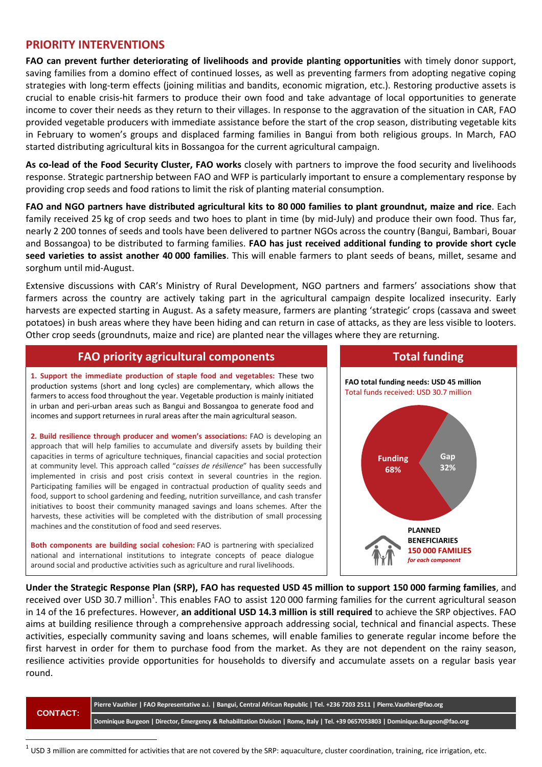## PRIORITY INTERVENTIONS

**FAO can prevent further deteriorating of livelihoods and provide planting opportunities** with timely donor support, saving families from a domino effect of continued losses, as well as preventing farmers from adopting negative coping strategies with long-term effects (joining militias and bandits, economic migration, etc.). Restoring productive assets is crucial to enable crisis-hit farmers to produce their own food and take advantage of local opportunities to generate income to cover their needs as they return to their villages. In response to the aggravation of the situation in CAR, FAO provided vegetable producers with immediate assistance before the start of the crop season, distributing vegetable kits in February to women's groups and displaced farming families in Bangui from both religious groups. In March, FAO started distributing agricultural kits in Bossangoa for the current agricultural campaign.

**As co-lead of the Food Security Cluster, FAO works** closely with partners to improve the food security and livelihoods response. Strategic partnership between FAO and WFP is particularly important to ensure a complementary response by providing crop seeds and food rations to limit the risk of planting material consumption.

**FAO and NGO partners have distributed agricultural kits to 80 000 families to plant groundnut, maize and rice**. Each family received 25 kg of crop seeds and two hoes to plant in time (by mid-July) and produce their own food. Thus far, nearly 2 200 tonnes of seeds and tools have been delivered to partner NGOs across the country (Bangui, Bambari, Bouar and Bossangoa) to be distributed to farming families. **FAO has just received additional funding to provide short cycle seed varieties to assist another 40 000 families**. This will enable farmers to plant seeds of beans, millet, sesame and sorghum until mid-August.

Extensive discussions with CAR's Ministry of Rural Development, NGO partners and farmers' associations show that farmers across the country are actively taking part in the agricultural campaign despite localized insecurity. Early harvests are expected starting in August. As a safety measure, farmers are planting 'strategic' crops (cassava and sweet potatoes) in bush areas where they have been hiding and can return in case of attacks, as they are less visible to looters. Other crop seeds (groundnuts, maize and rice) are planted near the villages where they are returning.

### FAO priority agricultural components

**1. Support the immediate production of staple food and vegetables:** These two production systems (short and long cycles) are complementary, which allows the farmers to access food throughout the year. Vegetable production is mainly initiated in urban and peri-urban areas such as Bangui and Bossangoa to generate food and incomes and support returnees in rural areas after the main agricultural season.

**2. Build resilience through producer and women's associations:** FAO is developing an approach that will help families to accumulate and diversify assets by building their capacities in terms of agriculture techniques, financial capacities and social protection at community level. This approach called "*caisses de résilience*" has been successfully implemented in crisis and post crisis context in several countries in the region. Participating families will be engaged in contractual production of quality seeds and food, support to school gardening and feeding, nutrition surveillance, and cash transfer initiatives to boost their community managed savings and loans schemes. After the harvests, these activities will be completed with the distribution of small processing machines and the constitution of food and seed reserves.

**Both components are building social cohesion:** FAO is partnering with specialized national and international institutions to integrate concepts of peace dialogue around social and productive activities such as agriculture and rural livelihoods.

### Total funding

**FAO total funding needs: USD 45 million**
Total funds received: USD 30.7 million

Funding 68%
Gap 32%

**PLANNED BENEFICIARIES**
**150 000 FAMILIES**
***for each component***

**Under the Strategic Response Plan (SRP), FAO has requested USD 45 million to support 150 000 farming families**, and received over USD 30.7 million[1]. This enables FAO to assist 120 000 farming families for the current agricultural season in 14 of the 16 prefectures. However, **an additional USD 14.3 million is still required** to achieve the SRP objectives. FAO aims at building resilience through a comprehensive approach addressing social, technical and financial aspects. These activities, especially community saving and loans schemes, will enable families to generate regular income before the first harvest in order for them to purchase food from the market. As they are not dependent on the rainy season, resilience activities provide opportunities for households to diversify and accumulate assets on a regular basis year round.

**CONTACT:**
**Pierre Vauthier | FAO Representative a.i. | Bangui, Central African Republic | Tel. +236 7203 2511 | Pierre.Vauthier@fao.org**
**Dominique Burgeon | Director, Emergency & Rehabilitation Division | Rome, Italy | Tel. +39 0657053803 | Dominique.Burgeon@fao.org**

[1] USD 3 million are committed for activities that are not covered by the SRP: aquaculture, cluster coordination, training, rice irrigation, etc.